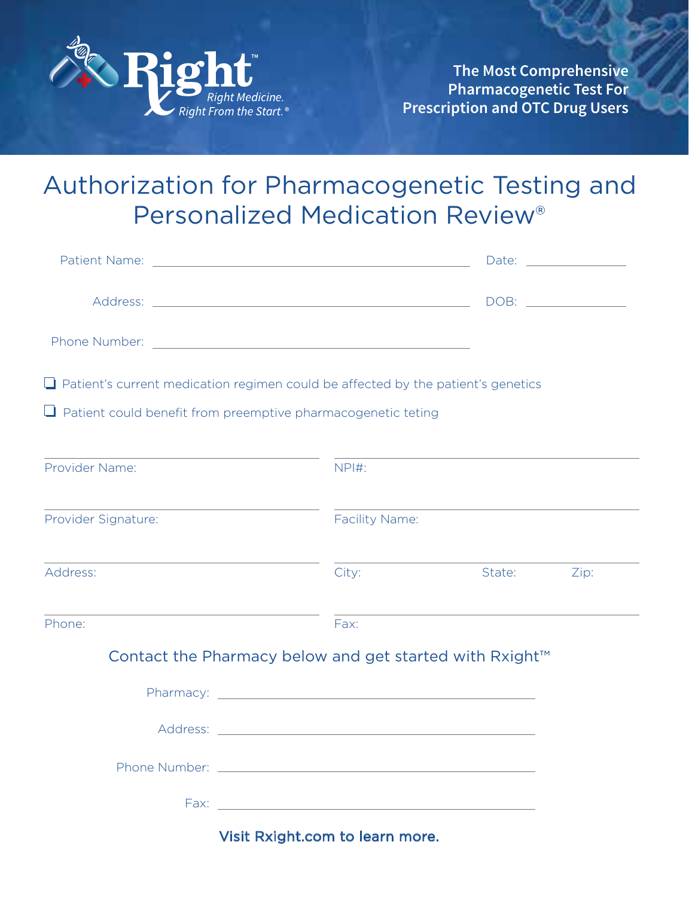**Rxight™**
*Right Medicine. Right From the Start.®*

**The Most Comprehensive Pharmacogenetic Test For Prescription and OTC Drug Users**

# Authorization for Pharmacogenetic Testing and Personalized Medication Review®

Patient Name: ______________________________ Date: ____________

Address: ______________________________ DOB: ____________

Phone Number: ______________________________

- [ ] Patient's current medication regimen could be affected by the patient's genetics
- [ ] Patient could benefit from preemptive pharmacogenetic teting

| | |
|---|---|
| Provider Name: | NPI#: |
| Provider Signature: | Facility Name: |
| Address: | City: State: Zip: |
| Phone: | Fax: |

## Contact the Pharmacy below and get started with Rxight™

Pharmacy: ______________________________

Address: ______________________________

Phone Number: ______________________________

Fax: ______________________________

**Visit Rxight.com to learn more.**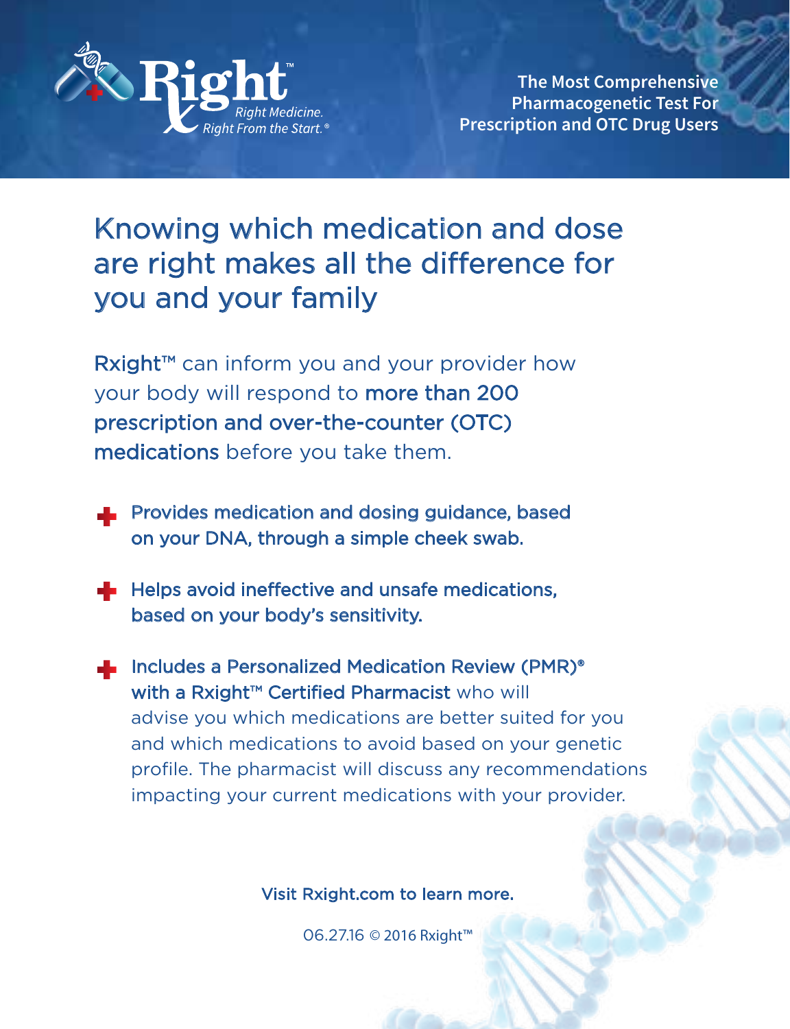Rxight™

Right Medicine.
Right From the Start.®

The Most Comprehensive Pharmacogenetic Test For Prescription and OTC Drug Users

# Knowing which medication and dose are right makes all the difference for you and your family

**Rxight™** can inform you and your provider how your body will respond to **more than 200 prescription and over-the-counter (OTC) medications** before you take them.

- **Provides medication and dosing guidance, based on your DNA, through a simple cheek swab.**
- **Helps avoid ineffective and unsafe medications, based on your body's sensitivity.**
- **Includes a Personalized Medication Review (PMR)® with a Rxight™ Certified Pharmacist** who will advise you which medications are better suited for you and which medications to avoid based on your genetic profile. The pharmacist will discuss any recommendations impacting your current medications with your provider.

Visit Rxight.com to learn more.

06.27.16 © 2016 Rxight™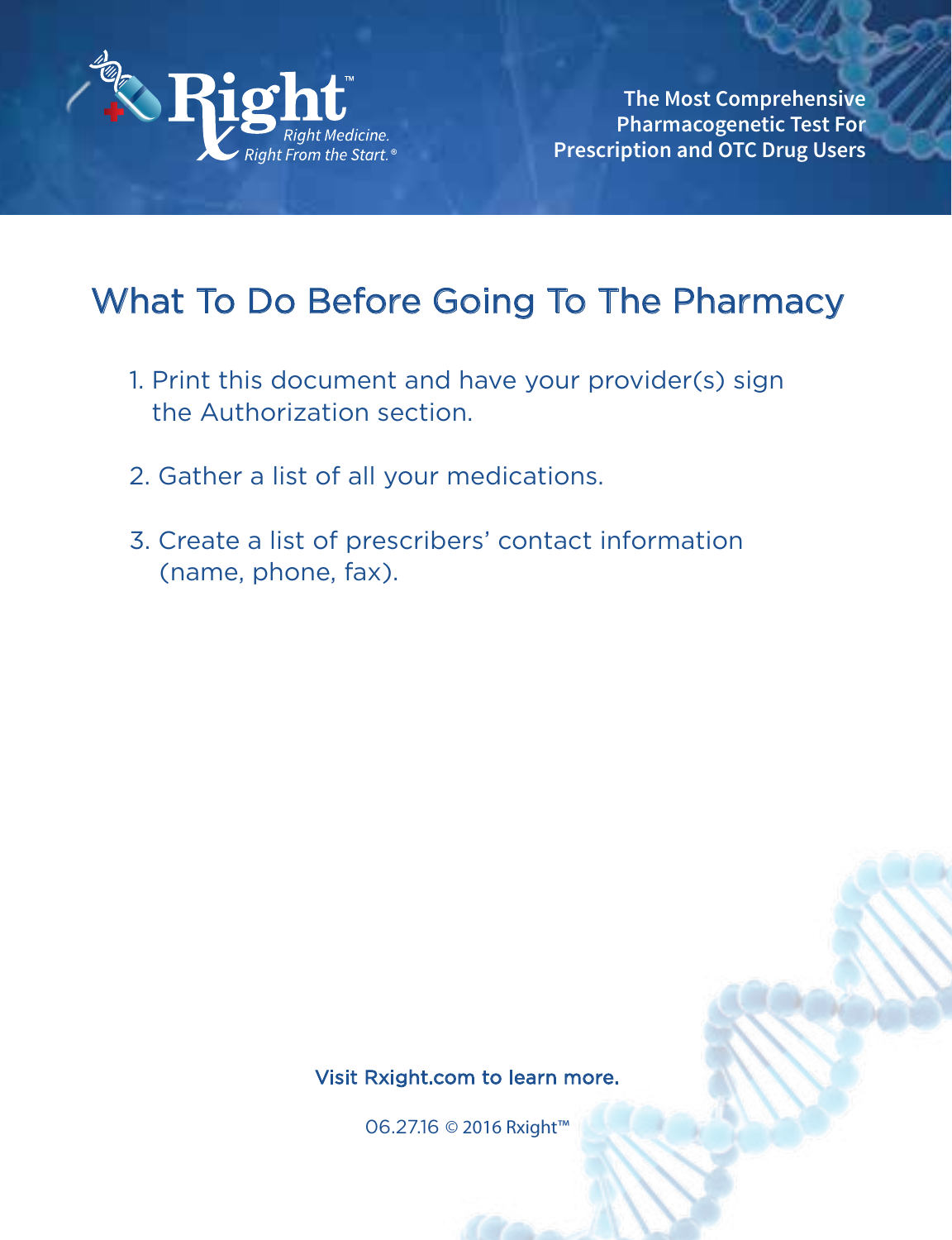Rxight™

*Right Medicine. Right From the Start.®*

**The Most Comprehensive Pharmacogenetic Test For Prescription and OTC Drug Users**

# What To Do Before Going To The Pharmacy

1. Print this document and have your provider(s) sign the Authorization section.
2. Gather a list of all your medications.
3. Create a list of prescribers' contact information (name, phone, fax).

Visit Rxight.com to learn more.

06.27.16 © 2016 Rxight™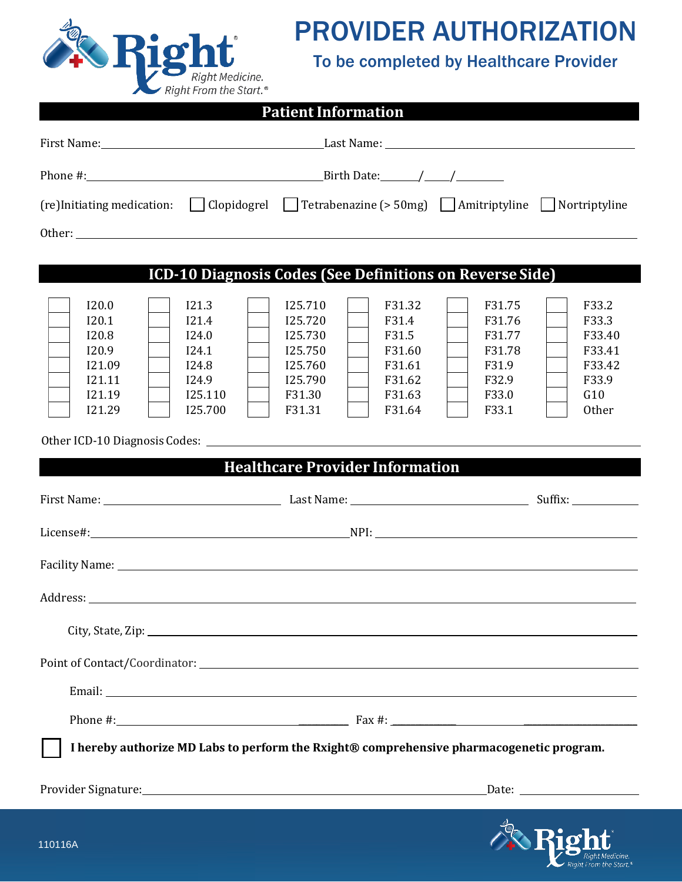# PROVIDER AUTHORIZATION

To be completed by Healthcare Provider

## Patient Information

First Name: ______________________ Last Name: ______________________

Phone #: ______________________ Birth Date: ____/____/______

(re)Initiating medication: ☐ Clopidogrel ☐ Tetrabenazine (> 50mg) ☐ Amitriptyline ☐ Nortriptyline

Other: ______________________

## ICD-10 Diagnosis Codes (See Definitions on Reverse Side)

| | | | | | |
|---|---|---|---|---|---|
| ☐ I20.0 | ☐ I21.3 | ☐ I25.710 | ☐ F31.32 | ☐ F31.75 | ☐ F33.2 |
| ☐ I20.1 | ☐ I21.4 | ☐ I25.720 | ☐ F31.4 | ☐ F31.76 | ☐ F33.3 |
| ☐ I20.8 | ☐ I24.0 | ☐ I25.730 | ☐ F31.5 | ☐ F31.77 | ☐ F33.40 |
| ☐ I20.9 | ☐ I24.1 | ☐ I25.750 | ☐ F31.60 | ☐ F31.78 | ☐ F33.41 |
| ☐ I21.09 | ☐ I24.8 | ☐ I25.760 | ☐ F31.61 | ☐ F31.9 | ☐ F33.42 |
| ☐ I21.11 | ☐ I24.9 | ☐ I25.790 | ☐ F31.62 | ☐ F32.9 | ☐ F33.9 |
| ☐ I21.19 | ☐ I25.110 | ☐ F31.30 | ☐ F31.63 | ☐ F33.0 | ☐ G10 |
| ☐ I21.29 | ☐ I25.700 | ☐ F31.31 | ☐ F31.64 | ☐ F33.1 | ☐ Other |

Other ICD-10 Diagnosis Codes: ______________________

## Healthcare Provider Information

First Name: ______________________ Last Name: ______________________ Suffix: __________

License#: ______________________ NPI: ______________________

Facility Name: ______________________

Address: ______________________

City, State, Zip: ______________________

Point of Contact/Coordinator: ______________________

Email: ______________________

Phone #: ______________________ Fax #: ______________________

☐ **I hereby authorize MD Labs to perform the Rxight® comprehensive pharmacogenetic program.**

Provider Signature: ______________________ Date: __________

110116A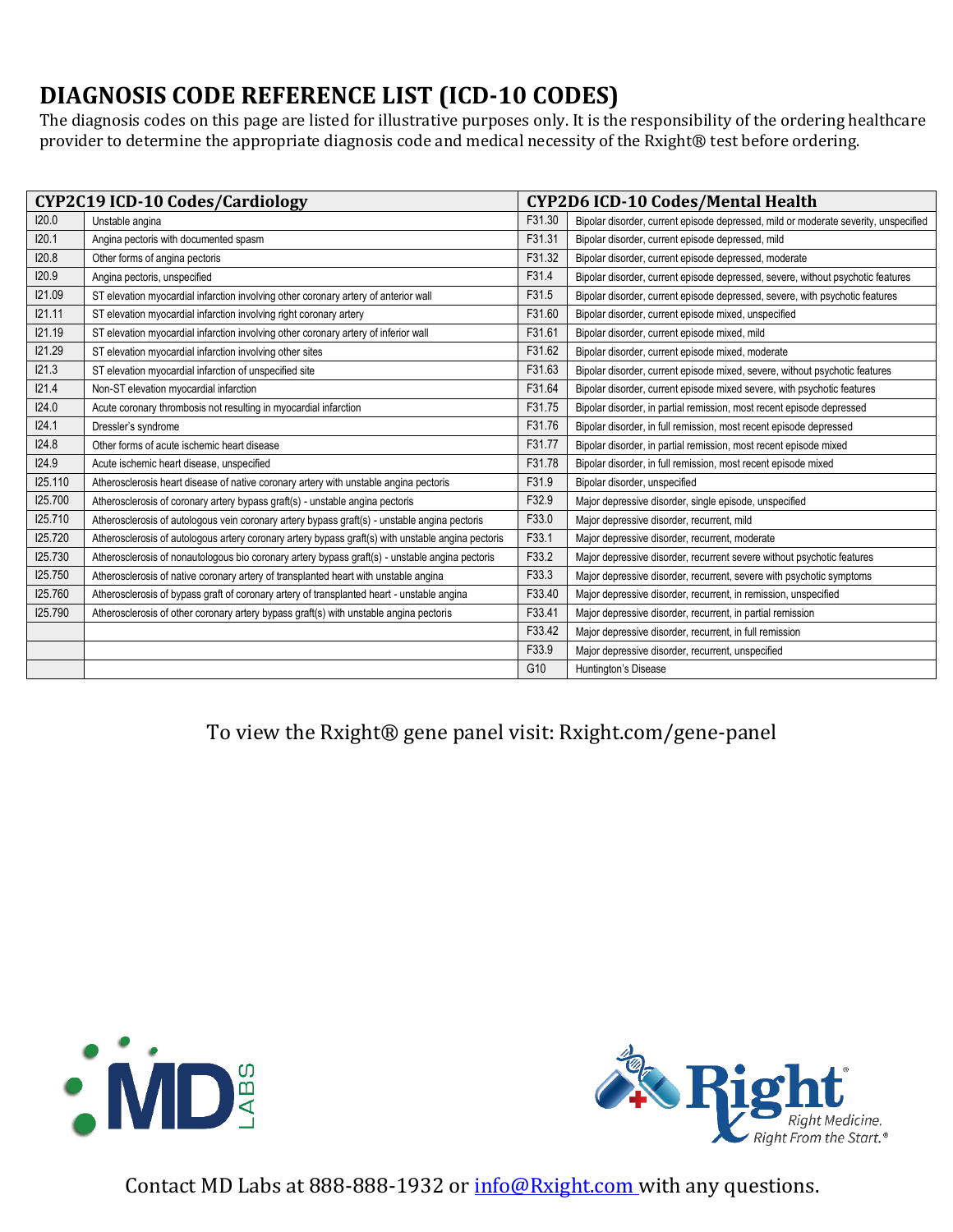# DIAGNOSIS CODE REFERENCE LIST (ICD-10 CODES)

The diagnosis codes on this page are listed for illustrative purposes only. It is the responsibility of the ordering healthcare provider to determine the appropriate diagnosis code and medical necessity of the Rxight® test before ordering.

| CYP2C19 ICD-10 Codes/Cardiology | | CYP2D6 ICD-10 Codes/Mental Health | |
|---|---|---|---|
| I20.0 | Unstable angina | F31.30 | Bipolar disorder, current episode depressed, mild or moderate severity, unspecified |
| I20.1 | Angina pectoris with documented spasm | F31.31 | Bipolar disorder, current episode depressed, mild |
| I20.8 | Other forms of angina pectoris | F31.32 | Bipolar disorder, current episode depressed, moderate |
| I20.9 | Angina pectoris, unspecified | F31.4 | Bipolar disorder, current episode depressed, severe, without psychotic features |
| I21.09 | ST elevation myocardial infarction involving other coronary artery of anterior wall | F31.5 | Bipolar disorder, current episode depressed, severe, with psychotic features |
| I21.11 | ST elevation myocardial infarction involving right coronary artery | F31.60 | Bipolar disorder, current episode mixed, unspecified |
| I21.19 | ST elevation myocardial infarction involving other coronary artery of inferior wall | F31.61 | Bipolar disorder, current episode mixed, mild |
| I21.29 | ST elevation myocardial infarction involving other sites | F31.62 | Bipolar disorder, current episode mixed, moderate |
| I21.3 | ST elevation myocardial infarction of unspecified site | F31.63 | Bipolar disorder, current episode mixed, severe, without psychotic features |
| I21.4 | Non-ST elevation myocardial infarction | F31.64 | Bipolar disorder, current episode mixed severe, with psychotic features |
| I24.0 | Acute coronary thrombosis not resulting in myocardial infarction | F31.75 | Bipolar disorder, in partial remission, most recent episode depressed |
| I24.1 | Dressler's syndrome | F31.76 | Bipolar disorder, in full remission, most recent episode depressed |
| I24.8 | Other forms of acute ischemic heart disease | F31.77 | Bipolar disorder, in partial remission, most recent episode mixed |
| I24.9 | Acute ischemic heart disease, unspecified | F31.78 | Bipolar disorder, in full remission, most recent episode mixed |
| I25.110 | Atherosclerosis heart disease of native coronary artery with unstable angina pectoris | F31.9 | Bipolar disorder, unspecified |
| I25.700 | Atherosclerosis of coronary artery bypass graft(s) - unstable angina pectoris | F32.9 | Major depressive disorder, single episode, unspecified |
| I25.710 | Atherosclerosis of autologous vein coronary artery bypass graft(s) - unstable angina pectoris | F33.0 | Major depressive disorder, recurrent, mild |
| I25.720 | Atherosclerosis of autologous artery coronary artery bypass graft(s) with unstable angina pectoris | F33.1 | Major depressive disorder, recurrent, moderate |
| I25.730 | Atherosclerosis of nonautologous bio coronary artery bypass graft(s) - unstable angina pectoris | F33.2 | Major depressive disorder, recurrent severe without psychotic features |
| I25.750 | Atherosclerosis of native coronary artery of transplanted heart with unstable angina | F33.3 | Major depressive disorder, recurrent, severe with psychotic symptoms |
| I25.760 | Atherosclerosis of bypass graft of coronary artery of transplanted heart - unstable angina | F33.40 | Major depressive disorder, recurrent, in remission, unspecified |
| I25.790 | Atherosclerosis of other coronary artery bypass graft(s) with unstable angina pectoris | F33.41 | Major depressive disorder, recurrent, in partial remission |
| | | F33.42 | Major depressive disorder, recurrent, in full remission |
| | | F33.9 | Major depressive disorder, recurrent, unspecified |
| | | G10 | Huntington's Disease |

To view the Rxight® gene panel visit: Rxight.com/gene-panel

MD LABS

Rxight® Right Medicine. Right From the Start.®

Contact MD Labs at 888-888-1932 or info@Rxight.com with any questions.